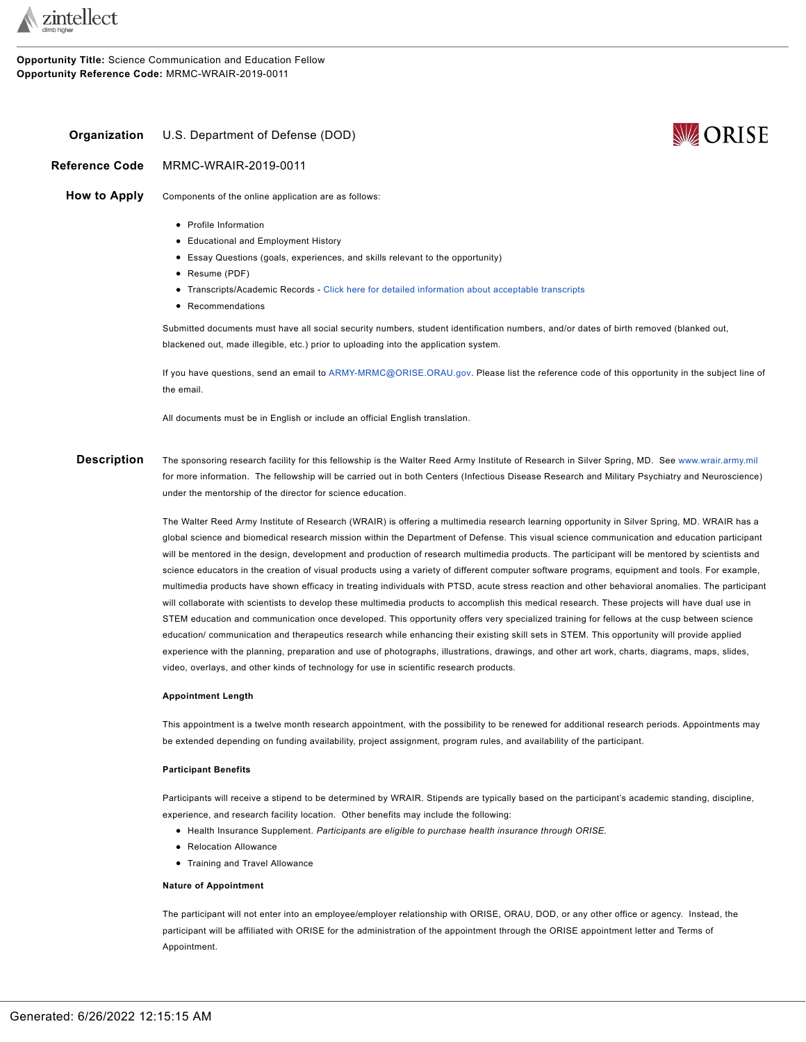**Opportunity Title:** Science Communication and Education Fellow
**Opportunity Reference Code:** MRMC-WRAIR-2019-0011

**Organization** U.S. Department of Defense (DOD)

**Reference Code** MRMC-WRAIR-2019-0011

**How to Apply**

Components of the online application are as follows:

- Profile Information
- Educational and Employment History
- Essay Questions (goals, experiences, and skills relevant to the opportunity)
- Resume (PDF)
- Transcripts/Academic Records - Click here for detailed information about acceptable transcripts
- Recommendations

Submitted documents must have all social security numbers, student identification numbers, and/or dates of birth removed (blanked out, blackened out, made illegible, etc.) prior to uploading into the application system.

If you have questions, send an email to ARMY-MRMC@ORISE.ORAU.gov. Please list the reference code of this opportunity in the subject line of the email.

All documents must be in English or include an official English translation.

**Description**

The sponsoring research facility for this fellowship is the Walter Reed Army Institute of Research in Silver Spring, MD. See www.wrair.army.mil for more information. The fellowship will be carried out in both Centers (Infectious Disease Research and Military Psychiatry and Neuroscience) under the mentorship of the director for science education.

The Walter Reed Army Institute of Research (WRAIR) is offering a multimedia research learning opportunity in Silver Spring, MD. WRAIR has a global science and biomedical research mission within the Department of Defense. This visual science communication and education participant will be mentored in the design, development and production of research multimedia products. The participant will be mentored by scientists and science educators in the creation of visual products using a variety of different computer software programs, equipment and tools. For example, multimedia products have shown efficacy in treating individuals with PTSD, acute stress reaction and other behavioral anomalies. The participant will collaborate with scientists to develop these multimedia products to accomplish this medical research. These projects will have dual use in STEM education and communication once developed. This opportunity offers very specialized training for fellows at the cusp between science education/ communication and therapeutics research while enhancing their existing skill sets in STEM. This opportunity will provide applied experience with the planning, preparation and use of photographs, illustrations, drawings, and other art work, charts, diagrams, maps, slides, video, overlays, and other kinds of technology for use in scientific research products.

**Appointment Length**

This appointment is a twelve month research appointment, with the possibility to be renewed for additional research periods. Appointments may be extended depending on funding availability, project assignment, program rules, and availability of the participant.

**Participant Benefits**

Participants will receive a stipend to be determined by WRAIR. Stipends are typically based on the participant's academic standing, discipline, experience, and research facility location. Other benefits may include the following:

- Health Insurance Supplement. *Participants are eligible to purchase health insurance through ORISE.*
- Relocation Allowance
- Training and Travel Allowance

**Nature of Appointment**

The participant will not enter into an employee/employer relationship with ORISE, ORAU, DOD, or any other office or agency. Instead, the participant will be affiliated with ORISE for the administration of the appointment through the ORISE appointment letter and Terms of Appointment.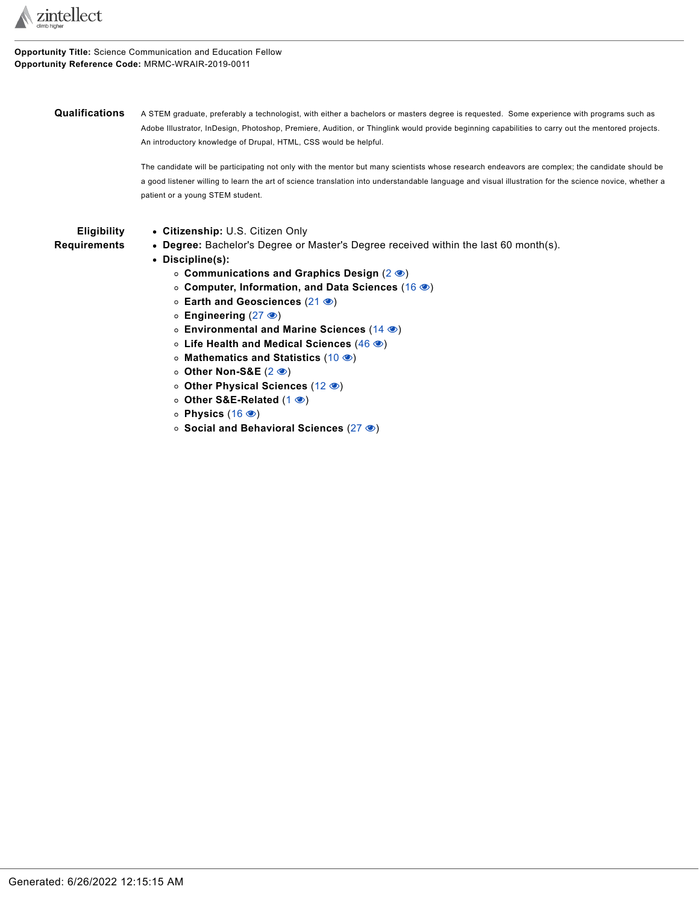**Opportunity Title:** Science Communication and Education Fellow
**Opportunity Reference Code:** MRMC-WRAIR-2019-0011

**Qualifications**

A STEM graduate, preferably a technologist, with either a bachelors or masters degree is requested. Some experience with programs such as Adobe Illustrator, InDesign, Photoshop, Premiere, Audition, or Thinglink would provide beginning capabilities to carry out the mentored projects. An introductory knowledge of Drupal, HTML, CSS would be helpful.

The candidate will be participating not only with the mentor but many scientists whose research endeavors are complex; the candidate should be a good listener willing to learn the art of science translation into understandable language and visual illustration for the science novice, whether a patient or a young STEM student.

**Eligibility Requirements**

- **Citizenship:** U.S. Citizen Only
- **Degree:** Bachelor's Degree or Master's Degree received within the last 60 month(s).
- **Discipline(s):**
  - **Communications and Graphics Design** (2)
  - **Computer, Information, and Data Sciences** (16)
  - **Earth and Geosciences** (21)
  - **Engineering** (27)
  - **Environmental and Marine Sciences** (14)
  - **Life Health and Medical Sciences** (46)
  - **Mathematics and Statistics** (10)
  - **Other Non-S&E** (2)
  - **Other Physical Sciences** (12)
  - **Other S&E-Related** (1)
  - **Physics** (16)
  - **Social and Behavioral Sciences** (27)